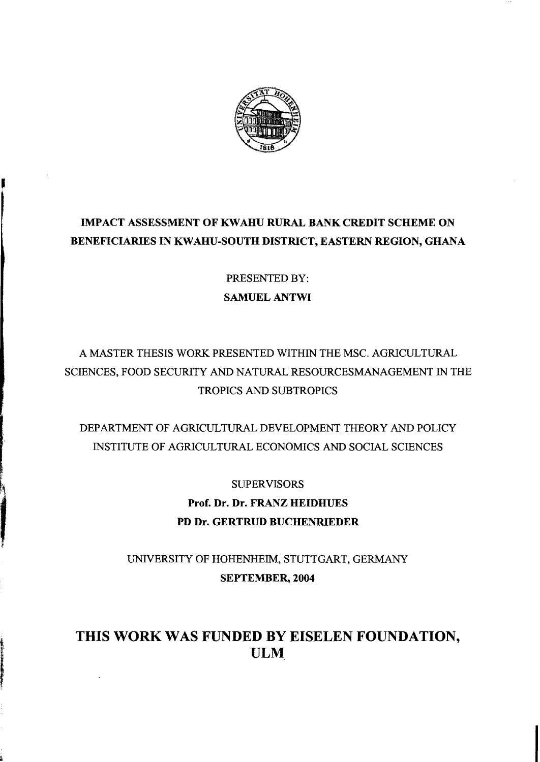# IMPACT ASSESSMENT OF KWAHU RURAL BANK CREDIT SCHEME ON BENEFICIARIES IN KWAHU-SOUTH DISTRICT, EASTERN REGION, GHANA

PRESENTED BY:

**SAMUEL ANTWI**

A MASTER THESIS WORK PRESENTED WITHIN THE MSC. AGRICULTURAL SCIENCES, FOOD SECURITY AND NATURAL RESOURCESMANAGEMENT IN THE TROPICS AND SUBTROPICS

DEPARTMENT OF AGRICULTURAL DEVELOPMENT THEORY AND POLICY
INSTITUTE OF AGRICULTURAL ECONOMICS AND SOCIAL SCIENCES

SUPERVISORS

**Prof. Dr. Dr. FRANZ HEIDHUES**

**PD Dr. GERTRUD BUCHENRIEDER**

UNIVERSITY OF HOHENHEIM, STUTTGART, GERMANY

**SEPTEMBER, 2004**

## THIS WORK WAS FUNDED BY EISELEN FOUNDATION, ULM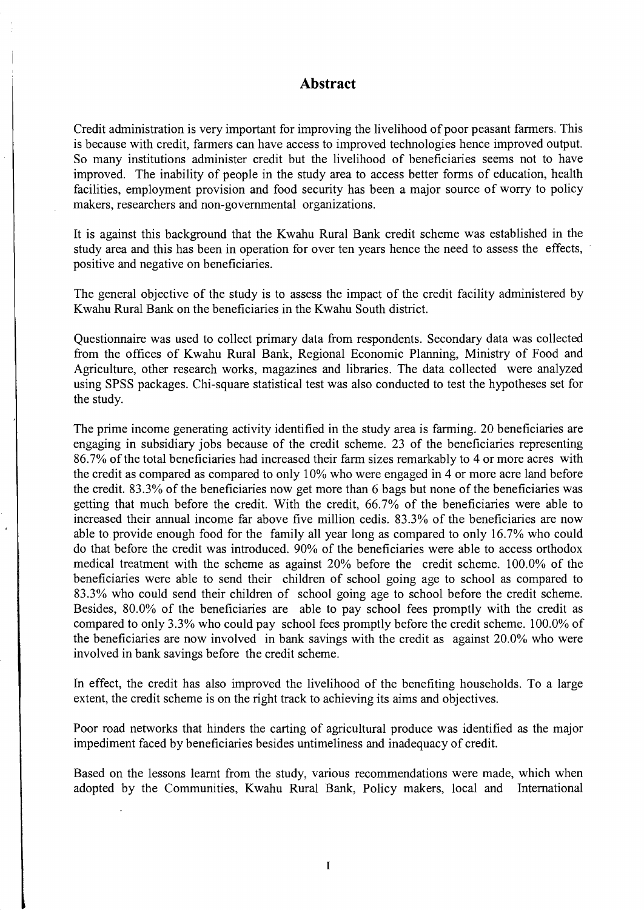## Abstract

Credit administration is very important for improving the livelihood of poor peasant farmers. This is because with credit, farmers can have access to improved technologies hence improved output. So many institutions administer credit but the livelihood of beneficiaries seems not to have improved. The inability of people in the study area to access better forms of education, health facilities, employment provision and food security has been a major source of worry to policy makers, researchers and non-governmental organizations.

It is against this background that the Kwahu Rural Bank credit scheme was established in the study area and this has been in operation for over ten years hence the need to assess the effects, positive and negative on beneficiaries.

The general objective of the study is to assess the impact of the credit facility administered by Kwahu Rural Bank on the beneficiaries in the Kwahu South district.

Questionnaire was used to collect primary data from respondents. Secondary data was collected from the offices of Kwahu Rural Bank, Regional Economic Planning, Ministry of Food and Agriculture, other research works, magazines and libraries. The data collected were analyzed using SPSS packages. Chi-square statistical test was also conducted to test the hypotheses set for the study.

The prime income generating activity identified in the study area is farming. 20 beneficiaries are engaging in subsidiary jobs because of the credit scheme. 23 of the beneficiaries representing 86.7% of the total beneficiaries had increased their farm sizes remarkably to 4 or more acres with the credit as compared as compared to only 10% who were engaged in 4 or more acre land before the credit. 83.3% of the beneficiaries now get more than 6 bags but none of the beneficiaries was getting that much before the credit. With the credit, 66.7% of the beneficiaries were able to increased their annual income far above five million cedis. 83.3% of the beneficiaries are now able to provide enough food for the family all year long as compared to only 16.7% who could do that before the credit was introduced. 90% of the beneficiaries were able to access orthodox medical treatment with the scheme as against 20% before the credit scheme. 100.0% of the beneficiaries were able to send their children of school going age to school as compared to 83.3% who could send their children of school going age to school before the credit scheme. Besides, 80.0% of the beneficiaries are able to pay school fees promptly with the credit as compared to only 3.3% who could pay school fees promptly before the credit scheme. 100.0% of the beneficiaries are now involved in bank savings with the credit as against 20.0% who were involved in bank savings before the credit scheme.

In effect, the credit has also improved the livelihood of the benefiting households. To a large extent, the credit scheme is on the right track to achieving its aims and objectives.

Poor road networks that hinders the carting of agricultural produce was identified as the major impediment faced by beneficiaries besides untimeliness and inadequacy of credit.

Based on the lessons learnt from the study, various recommendations were made, which when adopted by the Communities, Kwahu Rural Bank, Policy makers, local and International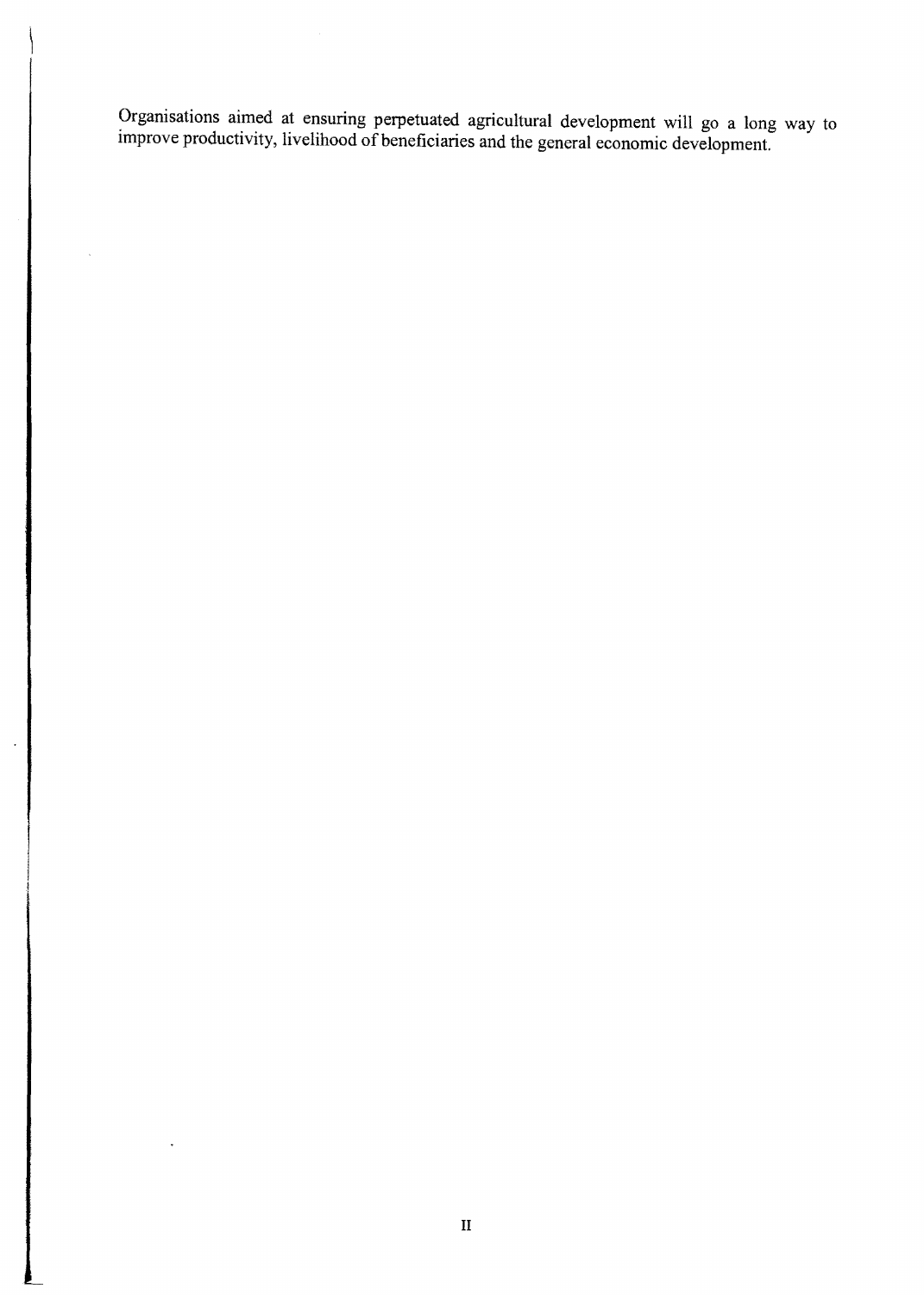Organisations aimed at ensuring perpetuated agricultural development will go a long way to improve productivity, livelihood of beneficiaries and the general economic development.